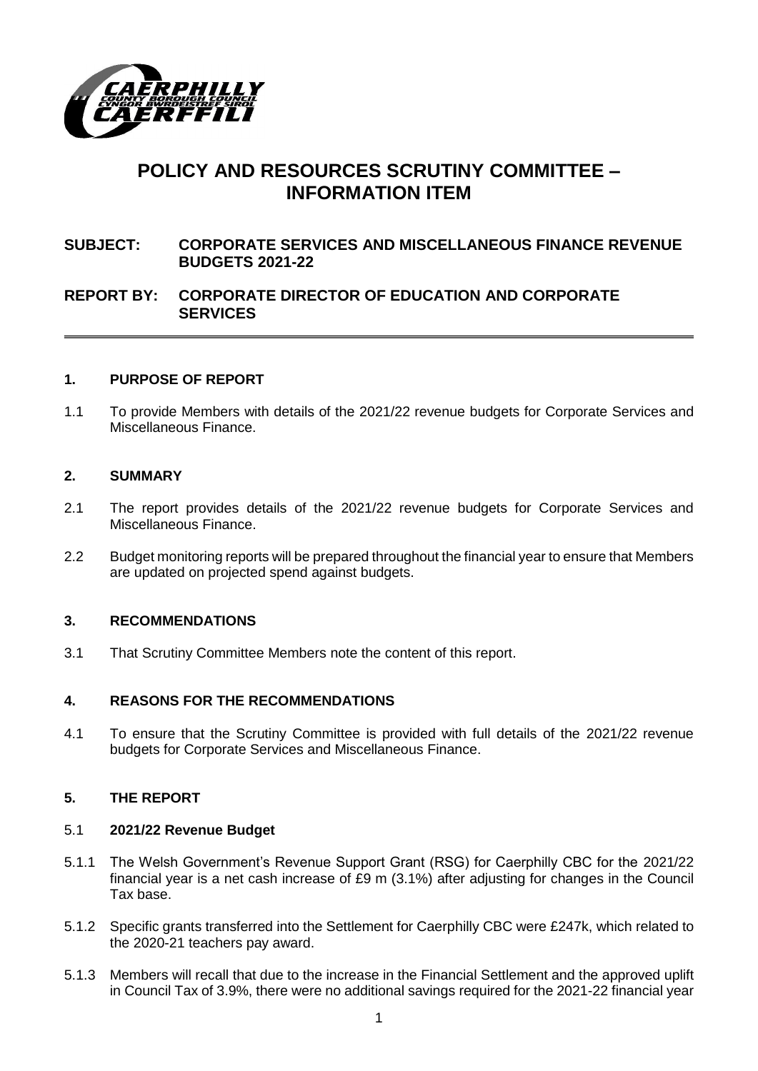# POLICY AND RESOURCES SCRUTINY COMMITTEE – INFORMATION ITEM

**SUBJECT: CORPORATE SERVICES AND MISCELLANEOUS FINANCE REVENUE BUDGETS 2021-22**

**REPORT BY: CORPORATE DIRECTOR OF EDUCATION AND CORPORATE SERVICES**

## 1. PURPOSE OF REPORT

1.1 To provide Members with details of the 2021/22 revenue budgets for Corporate Services and Miscellaneous Finance.

## 2. SUMMARY

2.1 The report provides details of the 2021/22 revenue budgets for Corporate Services and Miscellaneous Finance.

2.2 Budget monitoring reports will be prepared throughout the financial year to ensure that Members are updated on projected spend against budgets.

## 3. RECOMMENDATIONS

3.1 That Scrutiny Committee Members note the content of this report.

## 4. REASONS FOR THE RECOMMENDATIONS

4.1 To ensure that the Scrutiny Committee is provided with full details of the 2021/22 revenue budgets for Corporate Services and Miscellaneous Finance.

## 5. THE REPORT

### 5.1 2021/22 Revenue Budget

5.1.1 The Welsh Government's Revenue Support Grant (RSG) for Caerphilly CBC for the 2021/22 financial year is a net cash increase of £9 m (3.1%) after adjusting for changes in the Council Tax base.

5.1.2 Specific grants transferred into the Settlement for Caerphilly CBC were £247k, which related to the 2020-21 teachers pay award.

5.1.3 Members will recall that due to the increase in the Financial Settlement and the approved uplift in Council Tax of 3.9%, there were no additional savings required for the 2021-22 financial year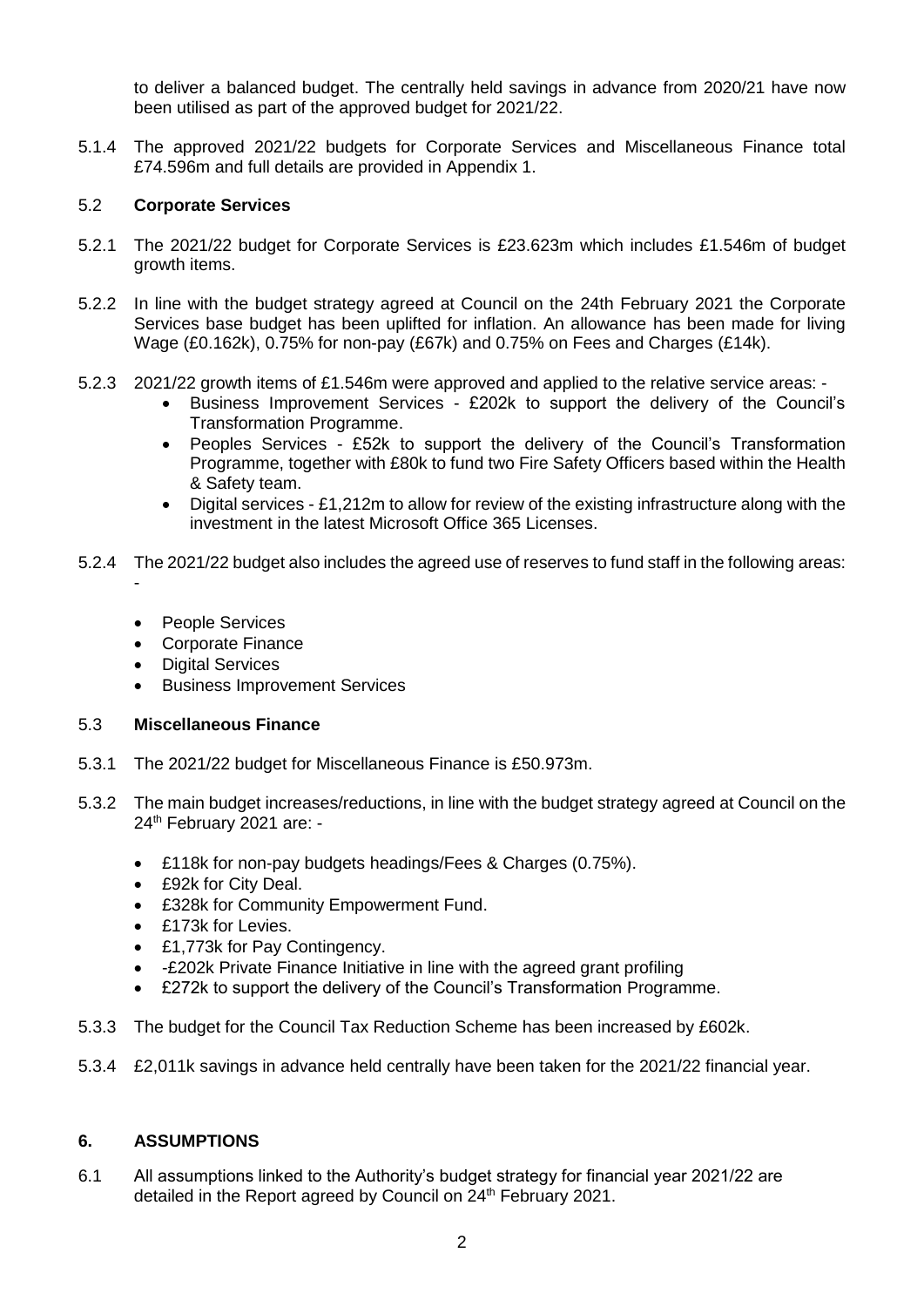to deliver a balanced budget. The centrally held savings in advance from 2020/21 have now been utilised as part of the approved budget for 2021/22.

5.1.4 The approved 2021/22 budgets for Corporate Services and Miscellaneous Finance total £74.596m and full details are provided in Appendix 1.

## 5.2 **Corporate Services**

5.2.1 The 2021/22 budget for Corporate Services is £23.623m which includes £1.546m of budget growth items.

5.2.2 In line with the budget strategy agreed at Council on the 24th February 2021 the Corporate Services base budget has been uplifted for inflation. An allowance has been made for living Wage (£0.162k), 0.75% for non-pay (£67k) and 0.75% on Fees and Charges (£14k).

5.2.3 2021/22 growth items of £1.546m were approved and applied to the relative service areas: -

- Business Improvement Services - £202k to support the delivery of the Council's Transformation Programme.
- Peoples Services - £52k to support the delivery of the Council's Transformation Programme, together with £80k to fund two Fire Safety Officers based within the Health & Safety team.
- Digital services - £1,212m to allow for review of the existing infrastructure along with the investment in the latest Microsoft Office 365 Licenses.

5.2.4 The 2021/22 budget also includes the agreed use of reserves to fund staff in the following areas: -

- People Services
- Corporate Finance
- Digital Services
- Business Improvement Services

## 5.3 **Miscellaneous Finance**

5.3.1 The 2021/22 budget for Miscellaneous Finance is £50.973m.

5.3.2 The main budget increases/reductions, in line with the budget strategy agreed at Council on the 24th February 2021 are: -

- £118k for non-pay budgets headings/Fees & Charges (0.75%).
- £92k for City Deal.
- £328k for Community Empowerment Fund.
- £173k for Levies.
- £1,773k for Pay Contingency.
- -£202k Private Finance Initiative in line with the agreed grant profiling
- £272k to support the delivery of the Council's Transformation Programme.

5.3.3 The budget for the Council Tax Reduction Scheme has been increased by £602k.

5.3.4 £2,011k savings in advance held centrally have been taken for the 2021/22 financial year.

## 6. **ASSUMPTIONS**

6.1 All assumptions linked to the Authority's budget strategy for financial year 2021/22 are detailed in the Report agreed by Council on 24th February 2021.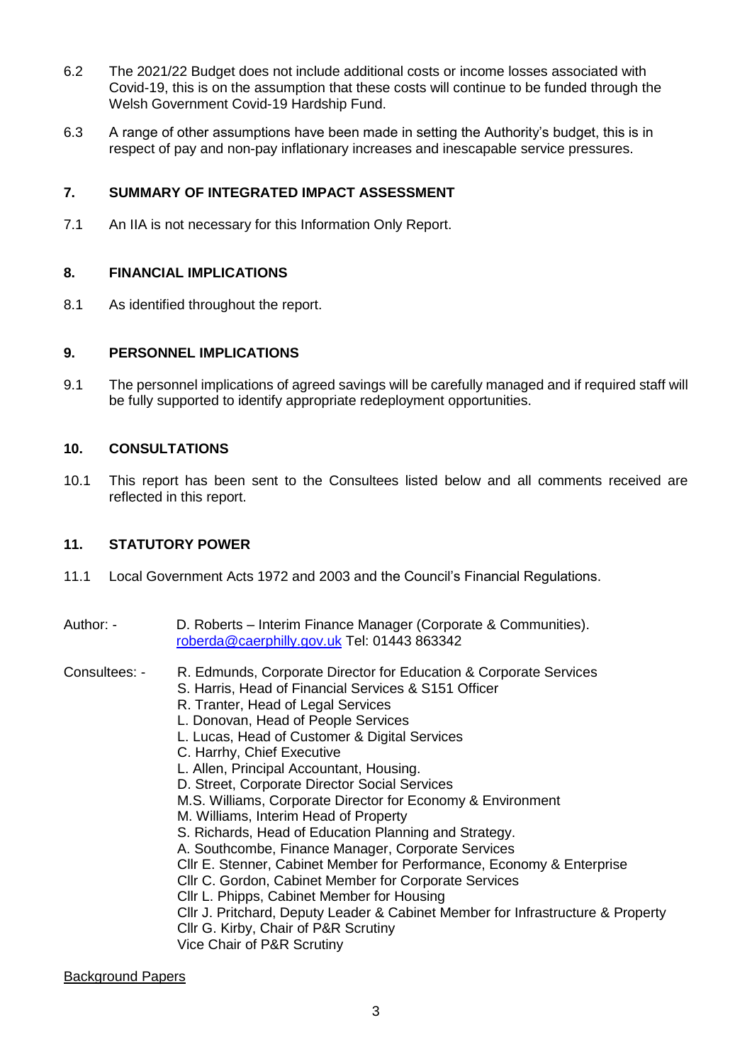6.2 The 2021/22 Budget does not include additional costs or income losses associated with Covid-19, this is on the assumption that these costs will continue to be funded through the Welsh Government Covid-19 Hardship Fund.

6.3 A range of other assumptions have been made in setting the Authority's budget, this is in respect of pay and non-pay inflationary increases and inescapable service pressures.

## 7. SUMMARY OF INTEGRATED IMPACT ASSESSMENT

7.1 An IIA is not necessary for this Information Only Report.

## 8. FINANCIAL IMPLICATIONS

8.1 As identified throughout the report.

## 9. PERSONNEL IMPLICATIONS

9.1 The personnel implications of agreed savings will be carefully managed and if required staff will be fully supported to identify appropriate redeployment opportunities.

## 10. CONSULTATIONS

10.1 This report has been sent to the Consultees listed below and all comments received are reflected in this report.

## 11. STATUTORY POWER

11.1 Local Government Acts 1972 and 2003 and the Council's Financial Regulations.

Author: - D. Roberts – Interim Finance Manager (Corporate & Communities).
roberda@caerphilly.gov.uk Tel: 01443 863342

Consultees: -
R. Edmunds, Corporate Director for Education & Corporate Services
S. Harris, Head of Financial Services & S151 Officer
R. Tranter, Head of Legal Services
L. Donovan, Head of People Services
L. Lucas, Head of Customer & Digital Services
C. Harrhy, Chief Executive
L. Allen, Principal Accountant, Housing.
D. Street, Corporate Director Social Services
M.S. Williams, Corporate Director for Economy & Environment
M. Williams, Interim Head of Property
S. Richards, Head of Education Planning and Strategy.
A. Southcombe, Finance Manager, Corporate Services
Cllr E. Stenner, Cabinet Member for Performance, Economy & Enterprise
Cllr C. Gordon, Cabinet Member for Corporate Services
Cllr L. Phipps, Cabinet Member for Housing
Cllr J. Pritchard, Deputy Leader & Cabinet Member for Infrastructure & Property
Cllr G. Kirby, Chair of P&R Scrutiny
Vice Chair of P&R Scrutiny

Background Papers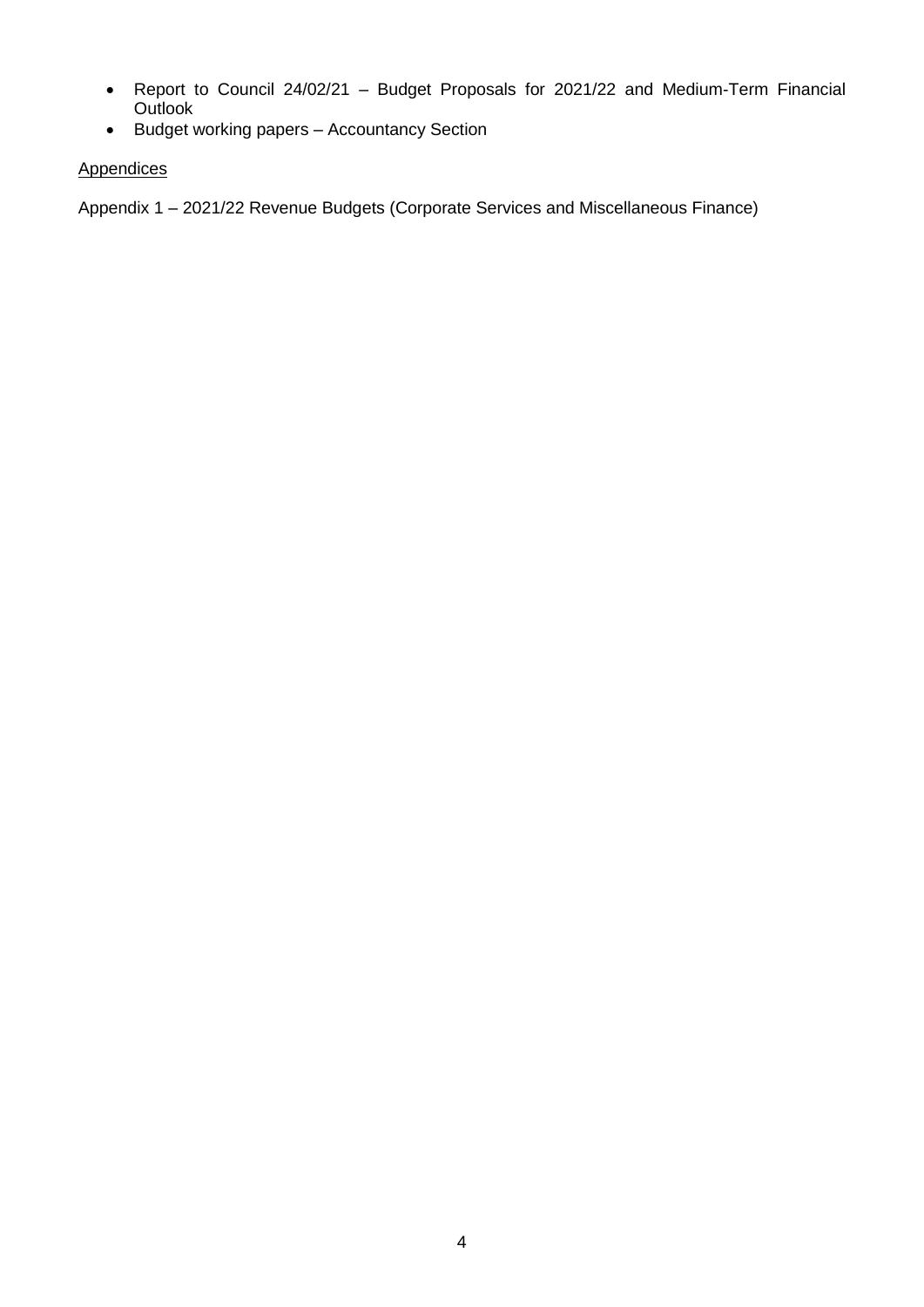- Report to Council 24/02/21 – Budget Proposals for 2021/22 and Medium-Term Financial Outlook
- Budget working papers – Accountancy Section

<u>Appendices</u>

Appendix 1 – 2021/22 Revenue Budgets (Corporate Services and Miscellaneous Finance)